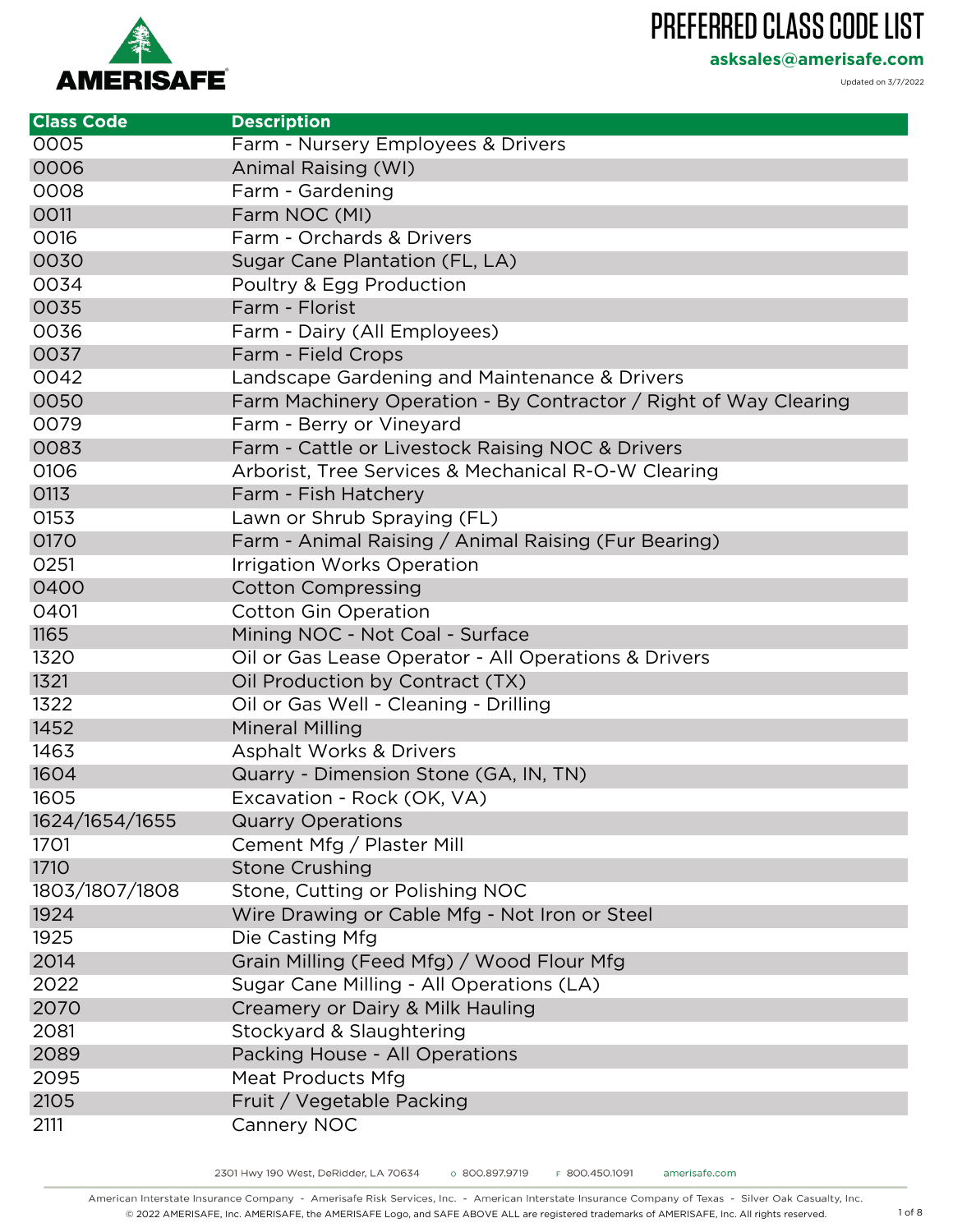AMERISAFE

# PREFERRED CLASS CODE LIST

**asksales@amerisafe.com**

Updated on 3/7/2022

| Class Code | Description |
|---|---|
| 0005 | Farm - Nursery Employees & Drivers |
| 0006 | Animal Raising (WI) |
| 0008 | Farm - Gardening |
| 0011 | Farm NOC (MI) |
| 0016 | Farm - Orchards & Drivers |
| 0030 | Sugar Cane Plantation (FL, LA) |
| 0034 | Poultry & Egg Production |
| 0035 | Farm - Florist |
| 0036 | Farm - Dairy (All Employees) |
| 0037 | Farm - Field Crops |
| 0042 | Landscape Gardening and Maintenance & Drivers |
| 0050 | Farm Machinery Operation - By Contractor / Right of Way Clearing |
| 0079 | Farm - Berry or Vineyard |
| 0083 | Farm - Cattle or Livestock Raising NOC & Drivers |
| 0106 | Arborist, Tree Services & Mechanical R-O-W Clearing |
| 0113 | Farm - Fish Hatchery |
| 0153 | Lawn or Shrub Spraying (FL) |
| 0170 | Farm - Animal Raising / Animal Raising (Fur Bearing) |
| 0251 | Irrigation Works Operation |
| 0400 | Cotton Compressing |
| 0401 | Cotton Gin Operation |
| 1165 | Mining NOC - Not Coal - Surface |
| 1320 | Oil or Gas Lease Operator - All Operations & Drivers |
| 1321 | Oil Production by Contract (TX) |
| 1322 | Oil or Gas Well - Cleaning - Drilling |
| 1452 | Mineral Milling |
| 1463 | Asphalt Works & Drivers |
| 1604 | Quarry - Dimension Stone (GA, IN, TN) |
| 1605 | Excavation - Rock (OK, VA) |
| 1624/1654/1655 | Quarry Operations |
| 1701 | Cement Mfg / Plaster Mill |
| 1710 | Stone Crushing |
| 1803/1807/1808 | Stone, Cutting or Polishing NOC |
| 1924 | Wire Drawing or Cable Mfg - Not Iron or Steel |
| 1925 | Die Casting Mfg |
| 2014 | Grain Milling (Feed Mfg) / Wood Flour Mfg |
| 2022 | Sugar Cane Milling - All Operations (LA) |
| 2070 | Creamery or Dairy & Milk Hauling |
| 2081 | Stockyard & Slaughtering |
| 2089 | Packing House - All Operations |
| 2095 | Meat Products Mfg |
| 2105 | Fruit / Vegetable Packing |
| 2111 | Cannery NOC |

2301 Hwy 190 West, DeRidder, LA 70634 O 800.897.9719 F 800.450.1091 amerisafe.com

American Interstate Insurance Company - Amerisafe Risk Services, Inc. - American Interstate Insurance Company of Texas - Silver Oak Casualty, Inc.
© 2022 AMERISAFE, Inc. AMERISAFE, the AMERISAFE Logo, and SAFE ABOVE ALL are registered trademarks of AMERISAFE, Inc. All rights reserved.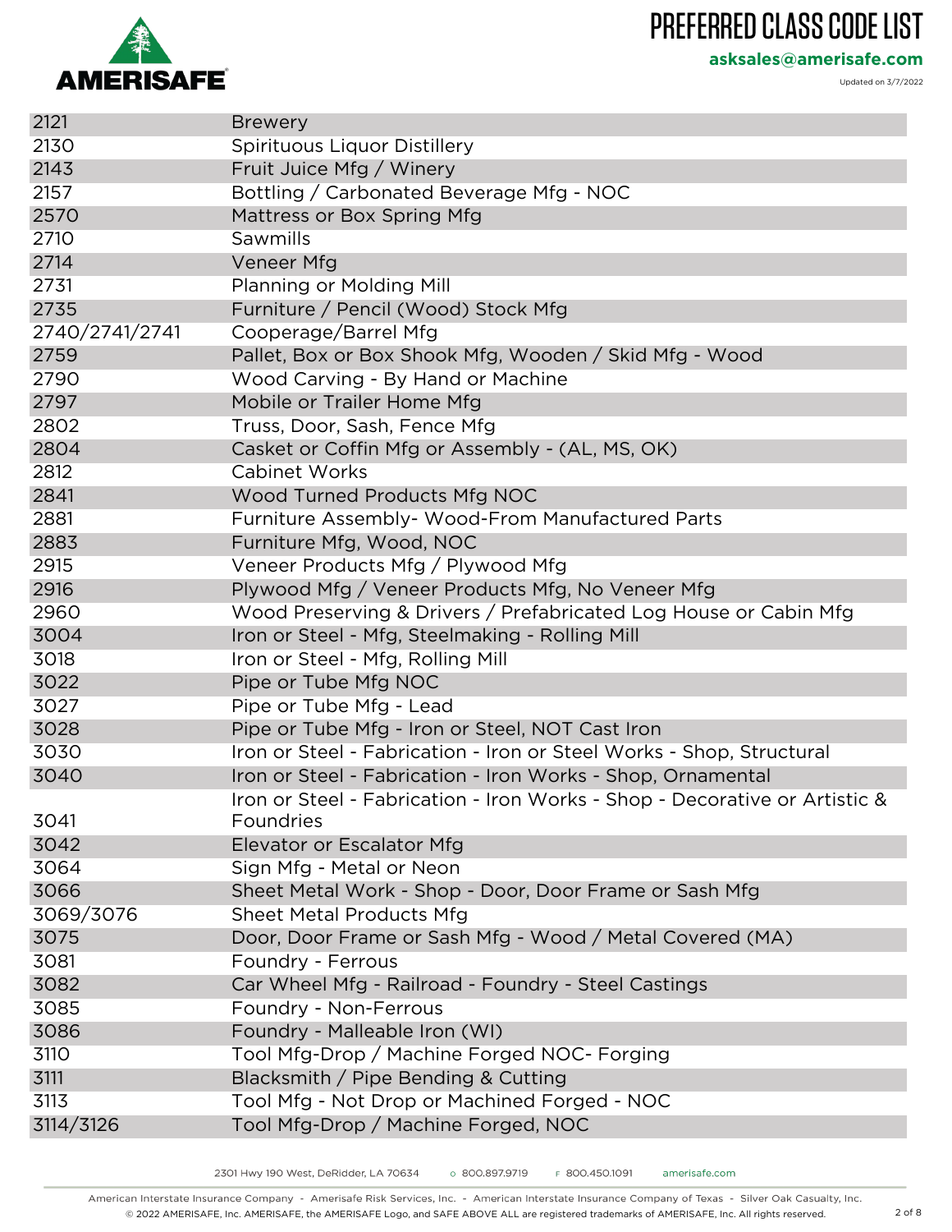# PREFERRED CLASS CODE LIST

**asksales@amerisafe.com**

Updated on 3/7/2022

| Code | Description |
|---|---|
| 2121 | Brewery |
| 2130 | Spirituous Liquor Distillery |
| 2143 | Fruit Juice Mfg / Winery |
| 2157 | Bottling / Carbonated Beverage Mfg - NOC |
| 2570 | Mattress or Box Spring Mfg |
| 2710 | Sawmills |
| 2714 | Veneer Mfg |
| 2731 | Planning or Molding Mill |
| 2735 | Furniture / Pencil (Wood) Stock Mfg |
| 2740/2741/2741 | Cooperage/Barrel Mfg |
| 2759 | Pallet, Box or Box Shook Mfg, Wooden / Skid Mfg - Wood |
| 2790 | Wood Carving - By Hand or Machine |
| 2797 | Mobile or Trailer Home Mfg |
| 2802 | Truss, Door, Sash, Fence Mfg |
| 2804 | Casket or Coffin Mfg or Assembly - (AL, MS, OK) |
| 2812 | Cabinet Works |
| 2841 | Wood Turned Products Mfg NOC |
| 2881 | Furniture Assembly- Wood-From Manufactured Parts |
| 2883 | Furniture Mfg, Wood, NOC |
| 2915 | Veneer Products Mfg / Plywood Mfg |
| 2916 | Plywood Mfg / Veneer Products Mfg, No Veneer Mfg |
| 2960 | Wood Preserving & Drivers / Prefabricated Log House or Cabin Mfg |
| 3004 | Iron or Steel - Mfg, Steelmaking - Rolling Mill |
| 3018 | Iron or Steel - Mfg, Rolling Mill |
| 3022 | Pipe or Tube Mfg NOC |
| 3027 | Pipe or Tube Mfg - Lead |
| 3028 | Pipe or Tube Mfg - Iron or Steel, NOT Cast Iron |
| 3030 | Iron or Steel - Fabrication - Iron or Steel Works - Shop, Structural |
| 3040 | Iron or Steel - Fabrication - Iron Works - Shop, Ornamental |
| 3041 | Iron or Steel - Fabrication - Iron Works - Shop - Decorative or Artistic & Foundries |
| 3042 | Elevator or Escalator Mfg |
| 3064 | Sign Mfg - Metal or Neon |
| 3066 | Sheet Metal Work - Shop - Door, Door Frame or Sash Mfg |
| 3069/3076 | Sheet Metal Products Mfg |
| 3075 | Door, Door Frame or Sash Mfg - Wood / Metal Covered (MA) |
| 3081 | Foundry - Ferrous |
| 3082 | Car Wheel Mfg - Railroad - Foundry - Steel Castings |
| 3085 | Foundry - Non-Ferrous |
| 3086 | Foundry - Malleable Iron (WI) |
| 3110 | Tool Mfg-Drop / Machine Forged NOC- Forging |
| 3111 | Blacksmith / Pipe Bending & Cutting |
| 3113 | Tool Mfg - Not Drop or Machined Forged - NOC |
| 3114/3126 | Tool Mfg-Drop / Machine Forged, NOC |

2301 Hwy 190 West, DeRidder, LA 70634   O 800.897.9719   F 800.450.1091   amerisafe.com

American Interstate Insurance Company - Amerisafe Risk Services, Inc. - American Interstate Insurance Company of Texas - Silver Oak Casualty, Inc.
© 2022 AMERISAFE, Inc. AMERISAFE, the AMERISAFE Logo, and SAFE ABOVE ALL are registered trademarks of AMERISAFE, Inc. All rights reserved.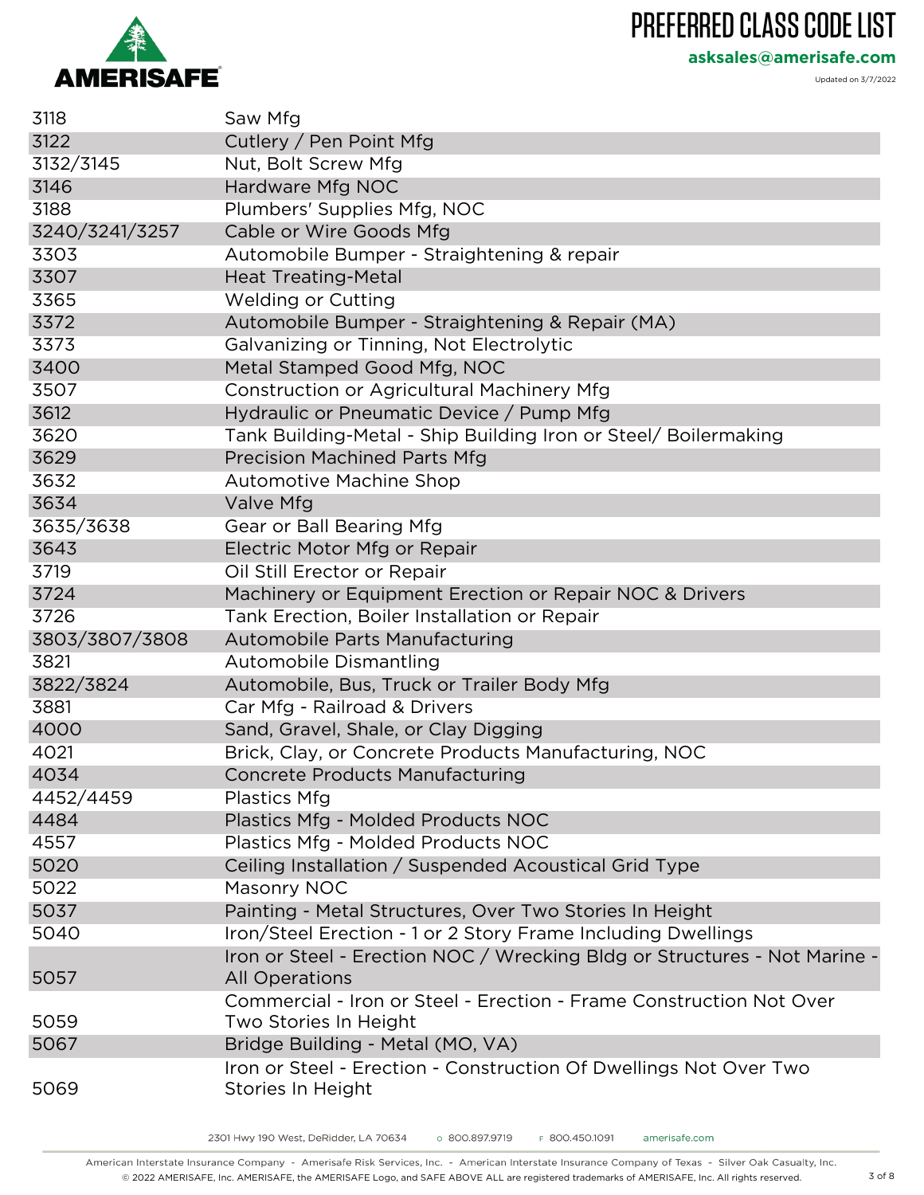# PREFERRED CLASS CODE LIST

**asksales@amerisafe.com**

Updated on 3/7/2022

| | |
|---|---|
| 3118 | Saw Mfg |
| 3122 | Cutlery / Pen Point Mfg |
| 3132/3145 | Nut, Bolt Screw Mfg |
| 3146 | Hardware Mfg NOC |
| 3188 | Plumbers' Supplies Mfg, NOC |
| 3240/3241/3257 | Cable or Wire Goods Mfg |
| 3303 | Automobile Bumper - Straightening & repair |
| 3307 | Heat Treating-Metal |
| 3365 | Welding or Cutting |
| 3372 | Automobile Bumper - Straightening & Repair (MA) |
| 3373 | Galvanizing or Tinning, Not Electrolytic |
| 3400 | Metal Stamped Good Mfg, NOC |
| 3507 | Construction or Agricultural Machinery Mfg |
| 3612 | Hydraulic or Pneumatic Device / Pump Mfg |
| 3620 | Tank Building-Metal - Ship Building Iron or Steel/ Boilermaking |
| 3629 | Precision Machined Parts Mfg |
| 3632 | Automotive Machine Shop |
| 3634 | Valve Mfg |
| 3635/3638 | Gear or Ball Bearing Mfg |
| 3643 | Electric Motor Mfg or Repair |
| 3719 | Oil Still Erector or Repair |
| 3724 | Machinery or Equipment Erection or Repair NOC & Drivers |
| 3726 | Tank Erection, Boiler Installation or Repair |
| 3803/3807/3808 | Automobile Parts Manufacturing |
| 3821 | Automobile Dismantling |
| 3822/3824 | Automobile, Bus, Truck or Trailer Body Mfg |
| 3881 | Car Mfg - Railroad & Drivers |
| 4000 | Sand, Gravel, Shale, or Clay Digging |
| 4021 | Brick, Clay, or Concrete Products Manufacturing, NOC |
| 4034 | Concrete Products Manufacturing |
| 4452/4459 | Plastics Mfg |
| 4484 | Plastics Mfg - Molded Products NOC |
| 4557 | Plastics Mfg - Molded Products NOC |
| 5020 | Ceiling Installation / Suspended Acoustical Grid Type |
| 5022 | Masonry NOC |
| 5037 | Painting - Metal Structures, Over Two Stories In Height |
| 5040 | Iron/Steel Erection - 1 or 2 Story Frame Including Dwellings |
| 5057 | Iron or Steel - Erection NOC / Wrecking Bldg or Structures - Not Marine - All Operations |
| 5059 | Commercial - Iron or Steel - Erection - Frame Construction Not Over Two Stories In Height |
| 5067 | Bridge Building - Metal (MO, VA) |
| 5069 | Iron or Steel - Erection - Construction Of Dwellings Not Over Two Stories In Height |

2301 Hwy 190 West, DeRidder, LA 70634 O 800.897.9719 F 800.450.1091 amerisafe.com

American Interstate Insurance Company - Amerisafe Risk Services, Inc. - American Interstate Insurance Company of Texas - Silver Oak Casualty, Inc.
© 2022 AMERISAFE, Inc. AMERISAFE, the AMERISAFE Logo, and SAFE ABOVE ALL are registered trademarks of AMERISAFE, Inc. All rights reserved.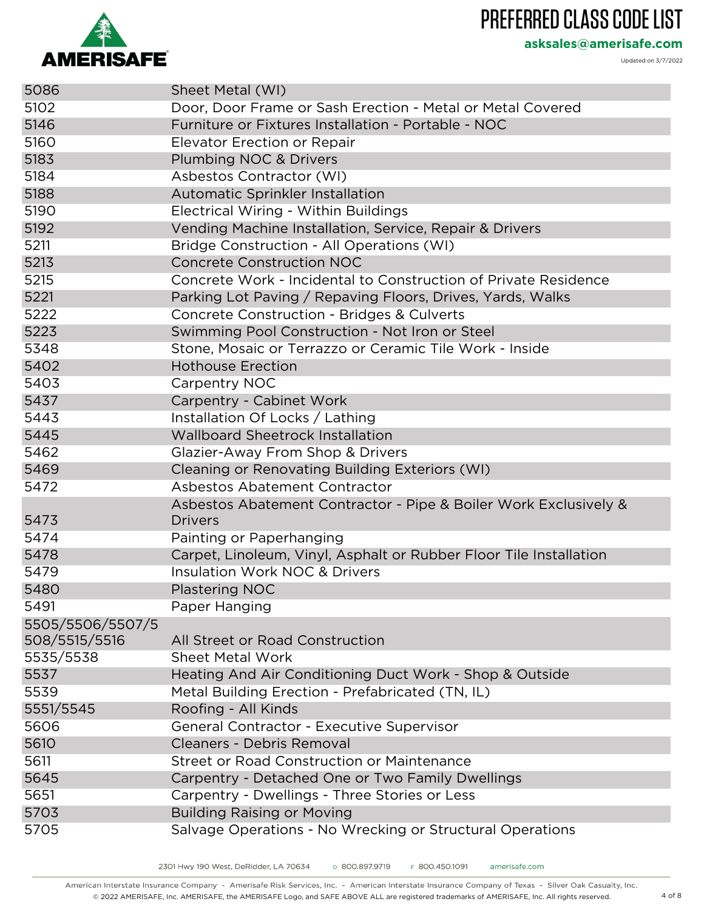# PREFERRED CLASS CODE LIST

**asksales@amerisafe.com**

Updated on 3/7/2022

| | |
|---|---|
| 5086 | Sheet Metal (WI) |
| 5102 | Door, Door Frame or Sash Erection - Metal or Metal Covered |
| 5146 | Furniture or Fixtures Installation - Portable - NOC |
| 5160 | Elevator Erection or Repair |
| 5183 | Plumbing NOC & Drivers |
| 5184 | Asbestos Contractor (WI) |
| 5188 | Automatic Sprinkler Installation |
| 5190 | Electrical Wiring - Within Buildings |
| 5192 | Vending Machine Installation, Service, Repair & Drivers |
| 5211 | Bridge Construction - All Operations (WI) |
| 5213 | Concrete Construction NOC |
| 5215 | Concrete Work - Incidental to Construction of Private Residence |
| 5221 | Parking Lot Paving / Repaving Floors, Drives, Yards, Walks |
| 5222 | Concrete Construction - Bridges & Culverts |
| 5223 | Swimming Pool Construction - Not Iron or Steel |
| 5348 | Stone, Mosaic or Terrazzo or Ceramic Tile Work - Inside |
| 5402 | Hothouse Erection |
| 5403 | Carpentry NOC |
| 5437 | Carpentry - Cabinet Work |
| 5443 | Installation Of Locks / Lathing |
| 5445 | Wallboard Sheetrock Installation |
| 5462 | Glazier-Away From Shop & Drivers |
| 5469 | Cleaning or Renovating Building Exteriors (WI) |
| 5472 | Asbestos Abatement Contractor |
| 5473 | Asbestos Abatement Contractor - Pipe & Boiler Work Exclusively & Drivers |
| 5474 | Painting or Paperhanging |
| 5478 | Carpet, Linoleum, Vinyl, Asphalt or Rubber Floor Tile Installation |
| 5479 | Insulation Work NOC & Drivers |
| 5480 | Plastering NOC |
| 5491 | Paper Hanging |
| 5505/5506/5507/5508/5515/5516 | All Street or Road Construction |
| 5535/5538 | Sheet Metal Work |
| 5537 | Heating And Air Conditioning Duct Work - Shop & Outside |
| 5539 | Metal Building Erection - Prefabricated (TN, IL) |
| 5551/5545 | Roofing - All Kinds |
| 5606 | General Contractor - Executive Supervisor |
| 5610 | Cleaners - Debris Removal |
| 5611 | Street or Road Construction or Maintenance |
| 5645 | Carpentry - Detached One or Two Family Dwellings |
| 5651 | Carpentry - Dwellings - Three Stories or Less |
| 5703 | Building Raising or Moving |
| 5705 | Salvage Operations - No Wrecking or Structural Operations |

2301 Hwy 190 West, DeRidder, LA 70634 O 800.897.9719 F 800.450.1091 amerisafe.com

American Interstate Insurance Company - Amerisafe Risk Services, Inc. - American Interstate Insurance Company of Texas - Silver Oak Casualty, Inc.
© 2022 AMERISAFE, Inc. AMERISAFE, the AMERISAFE Logo, and SAFE ABOVE ALL are registered trademarks of AMERISAFE, Inc. All rights reserved.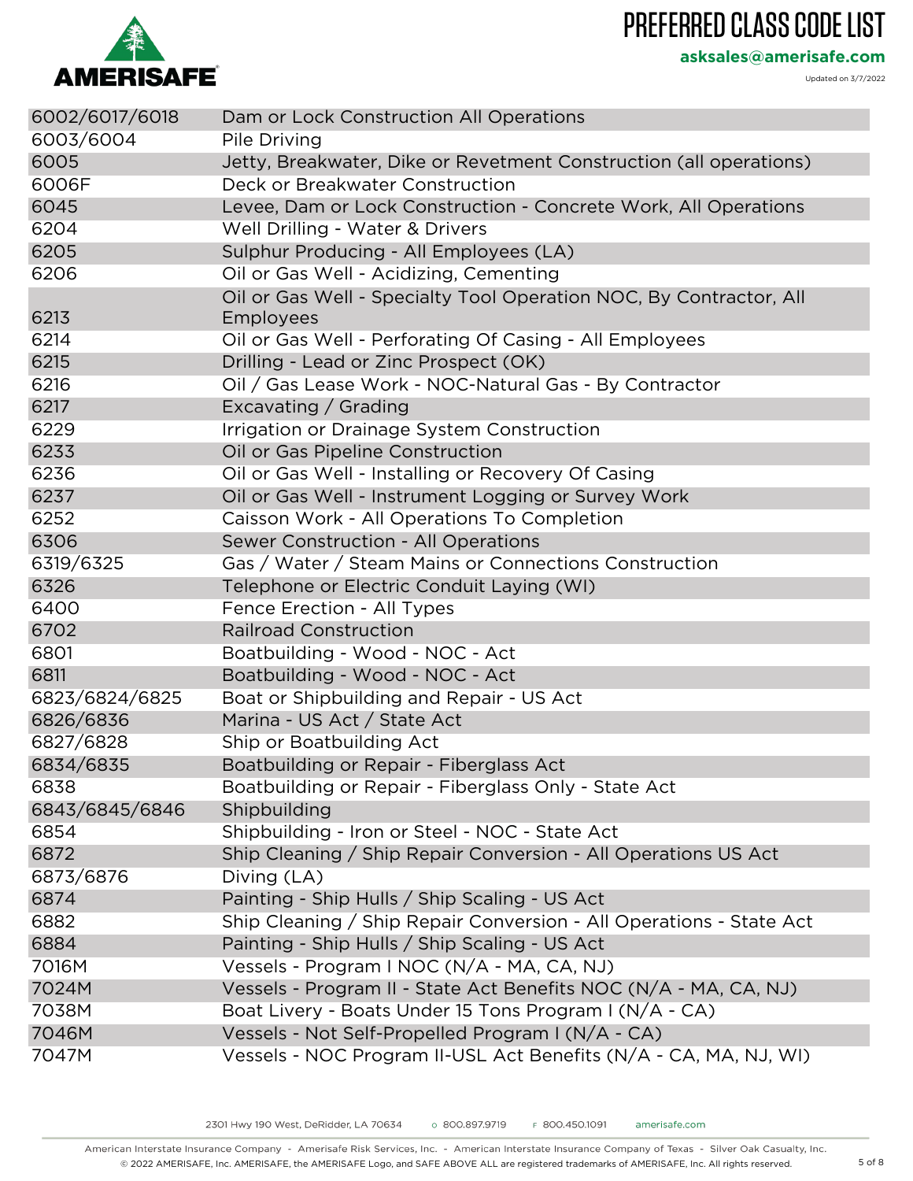# PREFERRED CLASS CODE LIST

**asksales@amerisafe.com**

Updated on 3/7/2022

| | |
|---|---|
| 6002/6017/6018 | Dam or Lock Construction All Operations |
| 6003/6004 | Pile Driving |
| 6005 | Jetty, Breakwater, Dike or Revetment Construction (all operations) |
| 6006F | Deck or Breakwater Construction |
| 6045 | Levee, Dam or Lock Construction - Concrete Work, All Operations |
| 6204 | Well Drilling - Water & Drivers |
| 6205 | Sulphur Producing - All Employees (LA) |
| 6206 | Oil or Gas Well - Acidizing, Cementing |
| 6213 | Oil or Gas Well - Specialty Tool Operation NOC, By Contractor, All Employees |
| 6214 | Oil or Gas Well - Perforating Of Casing - All Employees |
| 6215 | Drilling - Lead or Zinc Prospect (OK) |
| 6216 | Oil / Gas Lease Work - NOC-Natural Gas - By Contractor |
| 6217 | Excavating / Grading |
| 6229 | Irrigation or Drainage System Construction |
| 6233 | Oil or Gas Pipeline Construction |
| 6236 | Oil or Gas Well - Installing or Recovery Of Casing |
| 6237 | Oil or Gas Well - Instrument Logging or Survey Work |
| 6252 | Caisson Work - All Operations To Completion |
| 6306 | Sewer Construction - All Operations |
| 6319/6325 | Gas / Water / Steam Mains or Connections Construction |
| 6326 | Telephone or Electric Conduit Laying (WI) |
| 6400 | Fence Erection - All Types |
| 6702 | Railroad Construction |
| 6801 | Boatbuilding - Wood - NOC - Act |
| 6811 | Boatbuilding - Wood - NOC - Act |
| 6823/6824/6825 | Boat or Shipbuilding and Repair - US Act |
| 6826/6836 | Marina - US Act / State Act |
| 6827/6828 | Ship or Boatbuilding Act |
| 6834/6835 | Boatbuilding or Repair - Fiberglass Act |
| 6838 | Boatbuilding or Repair - Fiberglass Only - State Act |
| 6843/6845/6846 | Shipbuilding |
| 6854 | Shipbuilding - Iron or Steel - NOC - State Act |
| 6872 | Ship Cleaning / Ship Repair Conversion - All Operations US Act |
| 6873/6876 | Diving (LA) |
| 6874 | Painting - Ship Hulls / Ship Scaling - US Act |
| 6882 | Ship Cleaning / Ship Repair Conversion - All Operations - State Act |
| 6884 | Painting - Ship Hulls / Ship Scaling - US Act |
| 7016M | Vessels - Program I NOC (N/A - MA, CA, NJ) |
| 7024M | Vessels - Program II - State Act Benefits NOC (N/A - MA, CA, NJ) |
| 7038M | Boat Livery - Boats Under 15 Tons Program I (N/A - CA) |
| 7046M | Vessels - Not Self-Propelled Program I (N/A - CA) |
| 7047M | Vessels - NOC Program II-USL Act Benefits (N/A - CA, MA, NJ, WI) |

2301 Hwy 190 West, DeRidder, LA 70634 O 800.897.9719 F 800.450.1091 amerisafe.com

American Interstate Insurance Company - Amerisafe Risk Services, Inc. - American Interstate Insurance Company of Texas - Silver Oak Casualty, Inc.
© 2022 AMERISAFE, INC. AMERISAFE, the AMERISAFE Logo, and SAFE ABOVE ALL are registered trademarks of AMERISAFE, Inc. All rights reserved.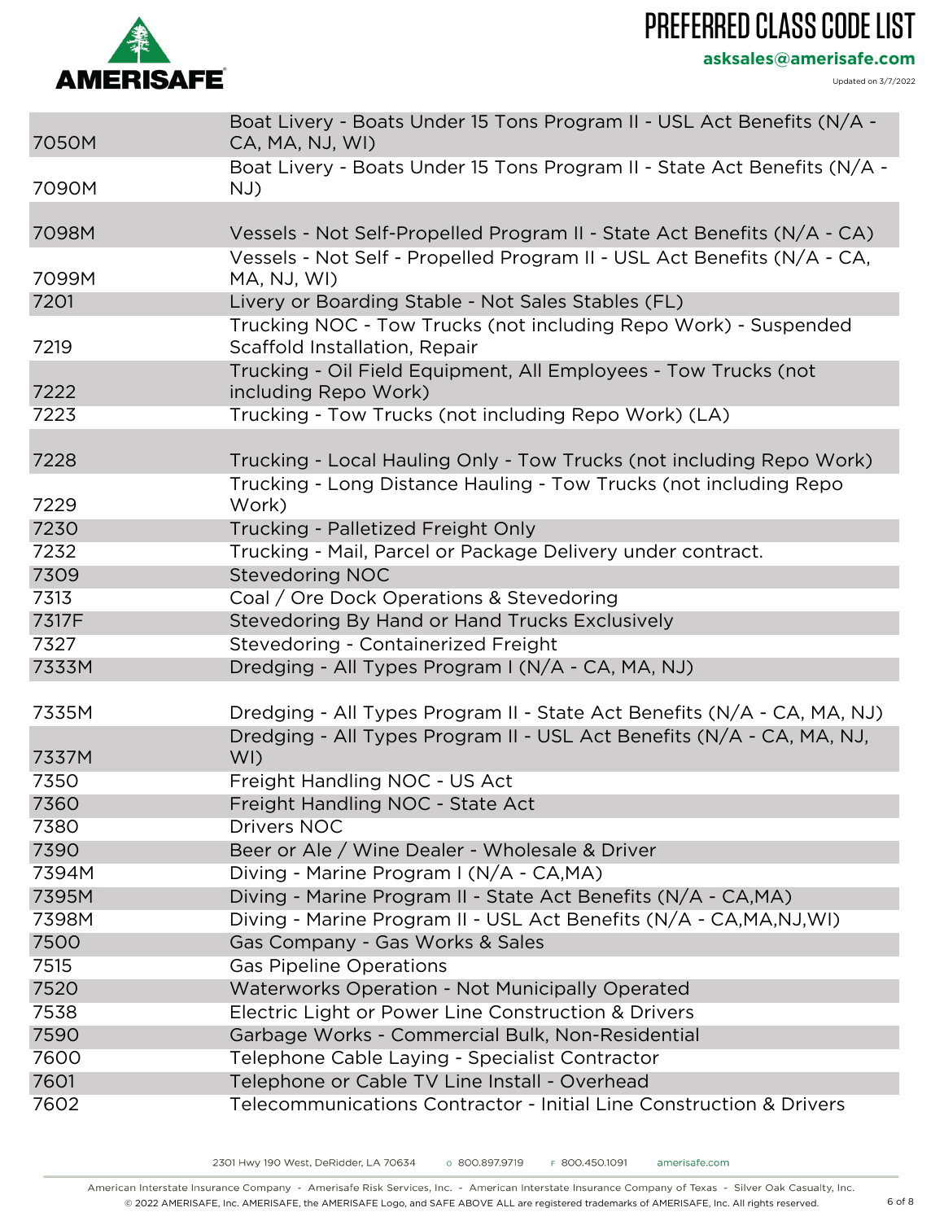| | |
|---|---|
| 7050M | Boat Livery - Boats Under 15 Tons Program II - USL Act Benefits (N/A - CA, MA, NJ, WI) |
| 7090M | Boat Livery - Boats Under 15 Tons Program II - State Act Benefits (N/A - NJ) |
| 7098M | Vessels - Not Self-Propelled Program II - State Act Benefits (N/A - CA) |
| 7099M | Vessels - Not Self - Propelled Program II - USL Act Benefits (N/A - CA, MA, NJ, WI) |
| 7201 | Livery or Boarding Stable - Not Sales Stables (FL) |
| 7219 | Trucking NOC - Tow Trucks (not including Repo Work) - Suspended Scaffold Installation, Repair |
| 7222 | Trucking - Oil Field Equipment, All Employees - Tow Trucks (not including Repo Work) |
| 7223 | Trucking - Tow Trucks (not including Repo Work) (LA) |
| 7228 | Trucking - Local Hauling Only - Tow Trucks (not including Repo Work) |
| 7229 | Trucking - Long Distance Hauling - Tow Trucks (not including Repo Work) |
| 7230 | Trucking - Palletized Freight Only |
| 7232 | Trucking - Mail, Parcel or Package Delivery under contract. |
| 7309 | Stevedoring NOC |
| 7313 | Coal / Ore Dock Operations & Stevedoring |
| 7317F | Stevedoring By Hand or Hand Trucks Exclusively |
| 7327 | Stevedoring - Containerized Freight |
| 7333M | Dredging - All Types Program I (N/A - CA, MA, NJ) |
| 7335M | Dredging - All Types Program II - State Act Benefits (N/A - CA, MA, NJ) |
| 7337M | Dredging - All Types Program II - USL Act Benefits (N/A - CA, MA, NJ, WI) |
| 7350 | Freight Handling NOC - US Act |
| 7360 | Freight Handling NOC - State Act |
| 7380 | Drivers NOC |
| 7390 | Beer or Ale / Wine Dealer - Wholesale & Driver |
| 7394M | Diving - Marine Program I (N/A - CA,MA) |
| 7395M | Diving - Marine Program II - State Act Benefits (N/A - CA,MA) |
| 7398M | Diving - Marine Program II - USL Act Benefits (N/A - CA,MA,NJ,WI) |
| 7500 | Gas Company - Gas Works & Sales |
| 7515 | Gas Pipeline Operations |
| 7520 | Waterworks Operation - Not Municipally Operated |
| 7538 | Electric Light or Power Line Construction & Drivers |
| 7590 | Garbage Works - Commercial Bulk, Non-Residential |
| 7600 | Telephone Cable Laying - Specialist Contractor |
| 7601 | Telephone or Cable TV Line Install - Overhead |
| 7602 | Telecommunications Contractor - Initial Line Construction & Drivers |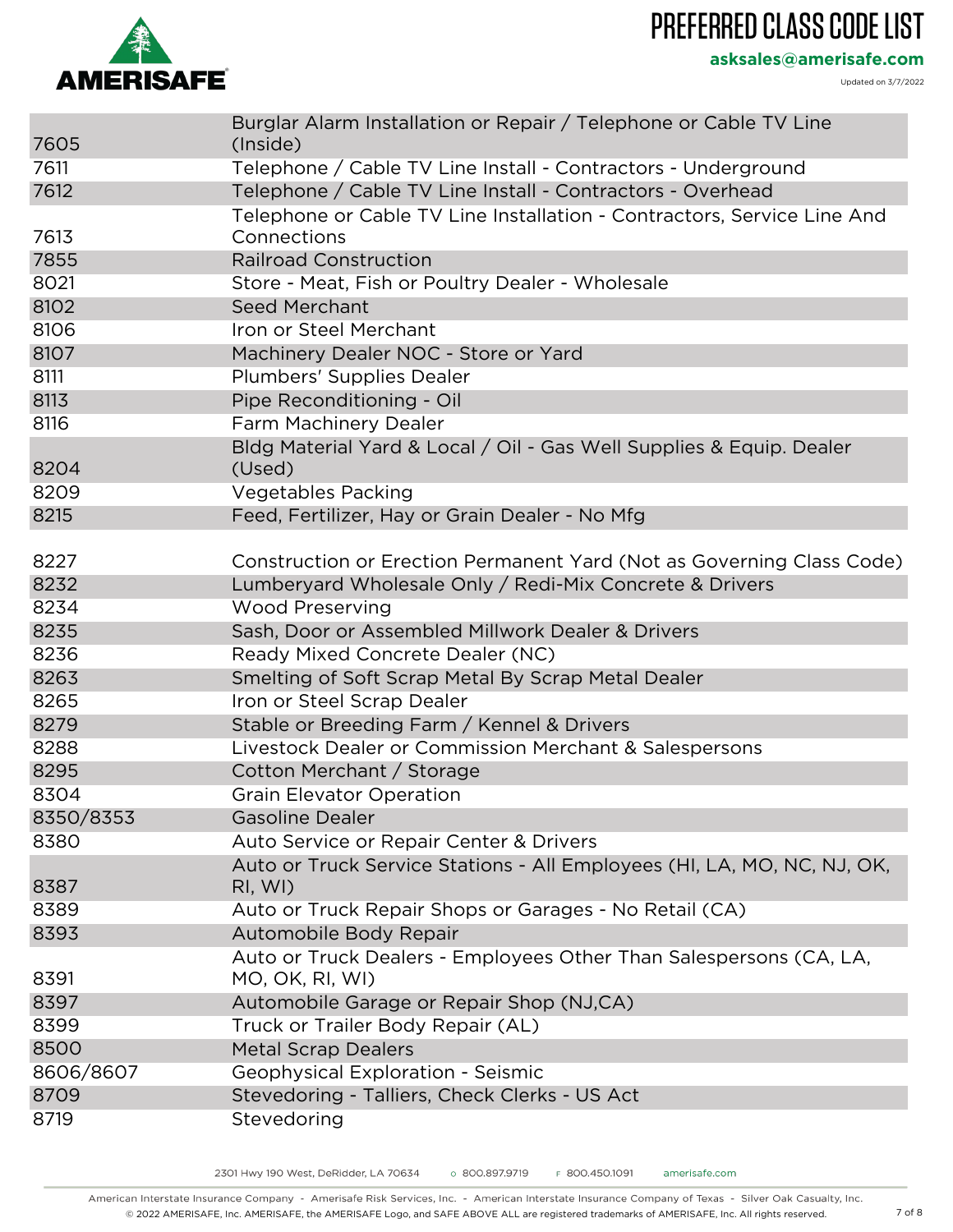# PREFERRED CLASS CODE LIST

**asksales@amerisafe.com**

Updated on 3/7/2022

| Code | Description |
|---|---|
| 7605 | Burglar Alarm Installation or Repair / Telephone or Cable TV Line (Inside) |
| 7611 | Telephone / Cable TV Line Install - Contractors - Underground |
| 7612 | Telephone / Cable TV Line Install - Contractors - Overhead |
| 7613 | Telephone or Cable TV Line Installation - Contractors, Service Line And Connections |
| 7855 | Railroad Construction |
| 8021 | Store - Meat, Fish or Poultry Dealer - Wholesale |
| 8102 | Seed Merchant |
| 8106 | Iron or Steel Merchant |
| 8107 | Machinery Dealer NOC - Store or Yard |
| 8111 | Plumbers' Supplies Dealer |
| 8113 | Pipe Reconditioning - Oil |
| 8116 | Farm Machinery Dealer |
| 8204 | Bldg Material Yard & Local / Oil - Gas Well Supplies & Equip. Dealer (Used) |
| 8209 | Vegetables Packing |
| 8215 | Feed, Fertilizer, Hay or Grain Dealer - No Mfg |
| 8227 | Construction or Erection Permanent Yard (Not as Governing Class Code) |
| 8232 | Lumberyard Wholesale Only / Redi-Mix Concrete & Drivers |
| 8234 | Wood Preserving |
| 8235 | Sash, Door or Assembled Millwork Dealer & Drivers |
| 8236 | Ready Mixed Concrete Dealer (NC) |
| 8263 | Smelting of Soft Scrap Metal By Scrap Metal Dealer |
| 8265 | Iron or Steel Scrap Dealer |
| 8279 | Stable or Breeding Farm / Kennel & Drivers |
| 8288 | Livestock Dealer or Commission Merchant & Salespersons |
| 8295 | Cotton Merchant / Storage |
| 8304 | Grain Elevator Operation |
| 8350/8353 | Gasoline Dealer |
| 8380 | Auto Service or Repair Center & Drivers |
| 8387 | Auto or Truck Service Stations - All Employees (HI, LA, MO, NC, NJ, OK, RI, WI) |
| 8389 | Auto or Truck Repair Shops or Garages - No Retail (CA) |
| 8393 | Automobile Body Repair |
| 8391 | Auto or Truck Dealers - Employees Other Than Salespersons (CA, LA, MO, OK, RI, WI) |
| 8397 | Automobile Garage or Repair Shop (NJ,CA) |
| 8399 | Truck or Trailer Body Repair (AL) |
| 8500 | Metal Scrap Dealers |
| 8606/8607 | Geophysical Exploration - Seismic |
| 8709 | Stevedoring - Talliers, Check Clerks - US Act |
| 8719 | Stevedoring |

2301 Hwy 190 West, DeRidder, LA 70634 O 800.897.9719 F 800.450.1091 amerisafe.com

American Interstate Insurance Company - Amerisafe Risk Services, Inc. - American Interstate Insurance Company of Texas - Silver Oak Casualty, Inc.
© 2022 AMERISAFE, INC. AMERISAFE, the AMERISAFE Logo, and SAFE ABOVE ALL are registered trademarks of AMERISAFE, Inc. All rights reserved.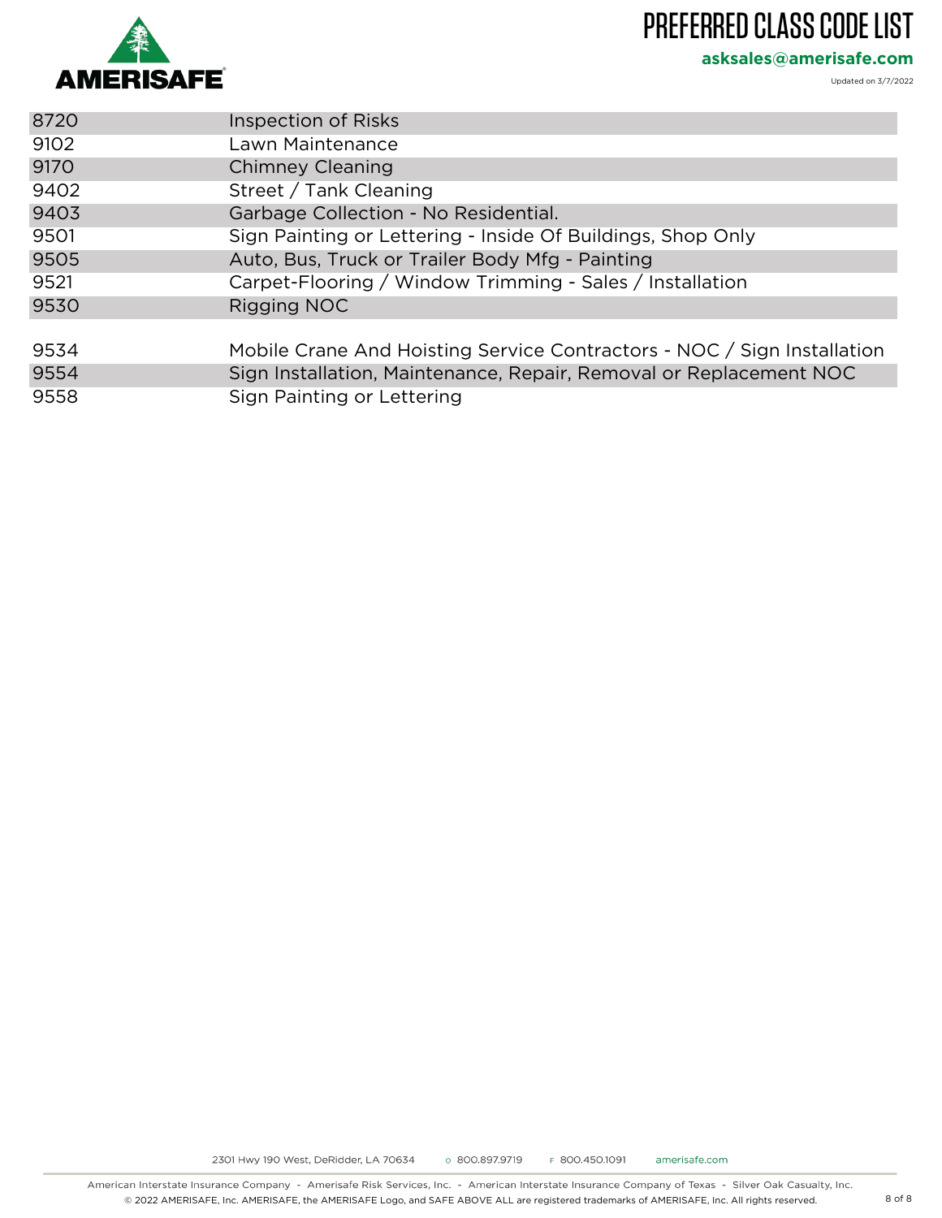# PREFERRED CLASS CODE LIST

**asksales@amerisafe.com**

Updated on 3/7/2022

| | |
|---|---|
| 8720 | Inspection of Risks |
| 9102 | Lawn Maintenance |
| 9170 | Chimney Cleaning |
| 9402 | Street / Tank Cleaning |
| 9403 | Garbage Collection - No Residential. |
| 9501 | Sign Painting or Lettering - Inside Of Buildings, Shop Only |
| 9505 | Auto, Bus, Truck or Trailer Body Mfg - Painting |
| 9521 | Carpet-Flooring / Window Trimming - Sales / Installation |
| 9530 | Rigging NOC |
| 9534 | Mobile Crane And Hoisting Service Contractors - NOC / Sign Installation |
| 9554 | Sign Installation, Maintenance, Repair, Removal or Replacement NOC |
| 9558 | Sign Painting or Lettering |

2301 Hwy 190 West, DeRidder, LA 70634 O 800.897.9719 F 800.450.1091 amerisafe.com

American Interstate Insurance Company - Amerisafe Risk Services, Inc. - American Interstate Insurance Company of Texas - Silver Oak Casualty, Inc.

© 2022 AMERISAFE, Inc. AMERISAFE, the AMERISAFE Logo, and SAFE ABOVE ALL are registered trademarks of AMERISAFE, Inc. All rights reserved.